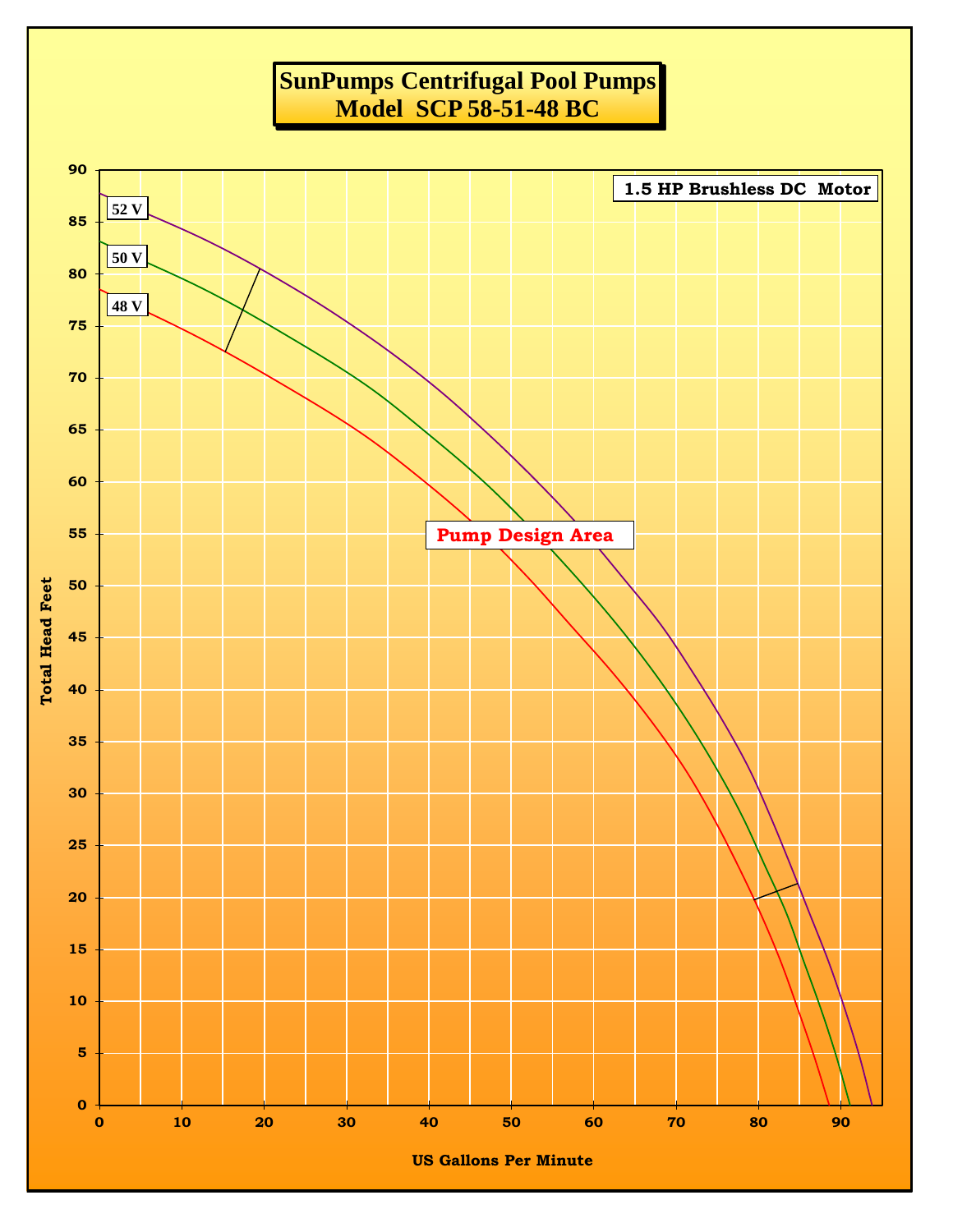# SunPumps Centrifugal Pool Pumps
## Model SCP 58-51-48 BC

1.5 HP Brushless DC Motor

52 V

50 V

48 V

Pump Design Area

Total Head Feet

US Gallons Per Minute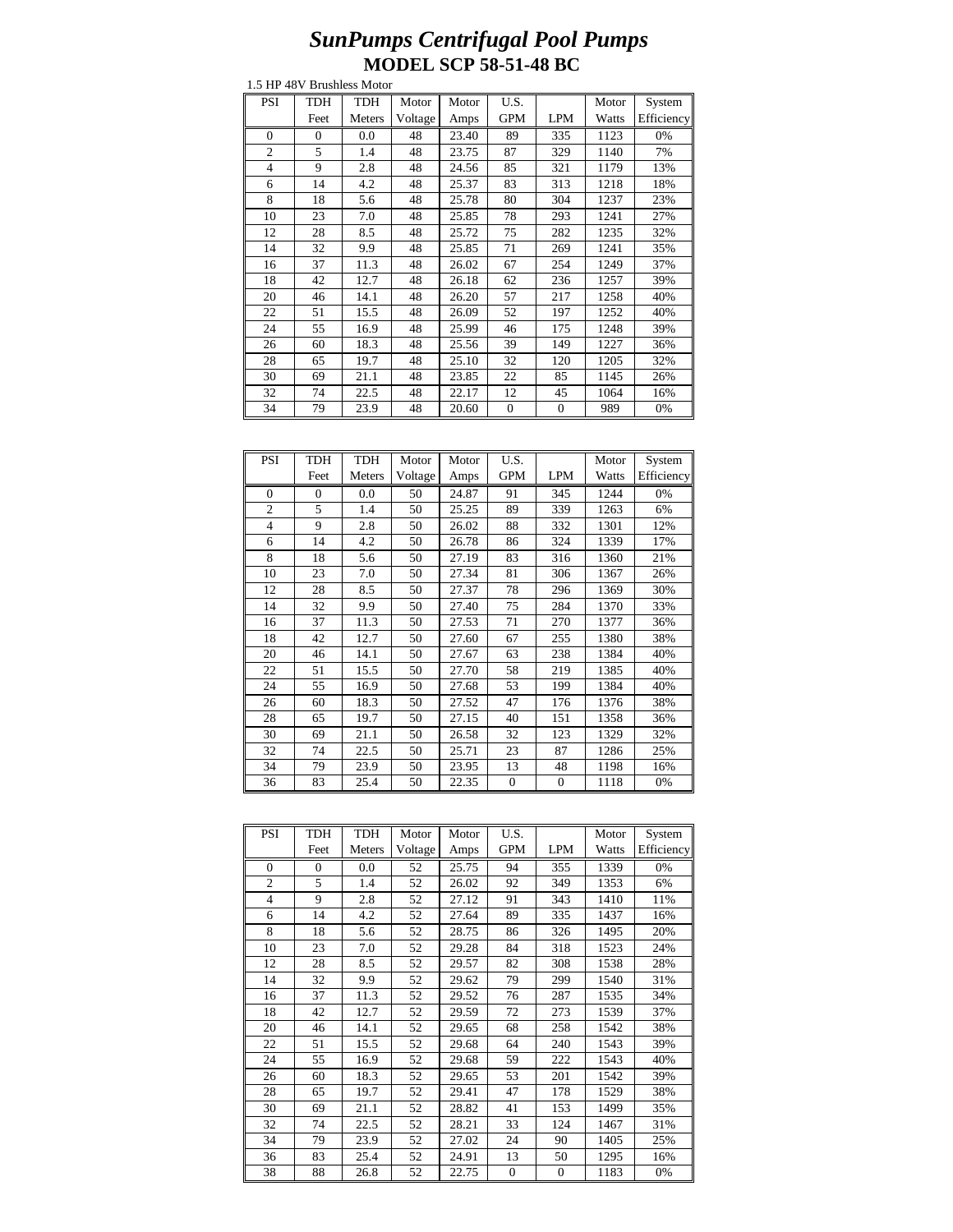# *SunPumps Centrifugal Pool Pumps*

## MODEL SCP 58-51-48 BC

1.5 HP 48V Brushless Motor

| PSI | TDH Feet | TDH Meters | Motor Voltage | Motor Amps | U.S. GPM | LPM | Motor Watts | System Efficiency |
|---|---|---|---|---|---|---|---|---|
| 0 | 0 | 0.0 | 48 | 23.40 | 89 | 335 | 1123 | 0% |
| 2 | 5 | 1.4 | 48 | 23.75 | 87 | 329 | 1140 | 7% |
| 4 | 9 | 2.8 | 48 | 24.56 | 85 | 321 | 1179 | 13% |
| 6 | 14 | 4.2 | 48 | 25.37 | 83 | 313 | 1218 | 18% |
| 8 | 18 | 5.6 | 48 | 25.78 | 80 | 304 | 1237 | 23% |
| 10 | 23 | 7.0 | 48 | 25.85 | 78 | 293 | 1241 | 27% |
| 12 | 28 | 8.5 | 48 | 25.72 | 75 | 282 | 1235 | 32% |
| 14 | 32 | 9.9 | 48 | 25.85 | 71 | 269 | 1241 | 35% |
| 16 | 37 | 11.3 | 48 | 26.02 | 67 | 254 | 1249 | 37% |
| 18 | 42 | 12.7 | 48 | 26.18 | 62 | 236 | 1257 | 39% |
| 20 | 46 | 14.1 | 48 | 26.20 | 57 | 217 | 1258 | 40% |
| 22 | 51 | 15.5 | 48 | 26.09 | 52 | 197 | 1252 | 40% |
| 24 | 55 | 16.9 | 48 | 25.99 | 46 | 175 | 1248 | 39% |
| 26 | 60 | 18.3 | 48 | 25.56 | 39 | 149 | 1227 | 36% |
| 28 | 65 | 19.7 | 48 | 25.10 | 32 | 120 | 1205 | 32% |
| 30 | 69 | 21.1 | 48 | 23.85 | 22 | 85 | 1145 | 26% |
| 32 | 74 | 22.5 | 48 | 22.17 | 12 | 45 | 1064 | 16% |
| 34 | 79 | 23.9 | 48 | 20.60 | 0 | 0 | 989 | 0% |

| PSI | TDH Feet | TDH Meters | Motor Voltage | Motor Amps | U.S. GPM | LPM | Motor Watts | System Efficiency |
|---|---|---|---|---|---|---|---|---|
| 0 | 0 | 0.0 | 50 | 24.87 | 91 | 345 | 1244 | 0% |
| 2 | 5 | 1.4 | 50 | 25.25 | 89 | 339 | 1263 | 6% |
| 4 | 9 | 2.8 | 50 | 26.02 | 88 | 332 | 1301 | 12% |
| 6 | 14 | 4.2 | 50 | 26.78 | 86 | 324 | 1339 | 17% |
| 8 | 18 | 5.6 | 50 | 27.19 | 83 | 316 | 1360 | 21% |
| 10 | 23 | 7.0 | 50 | 27.34 | 81 | 306 | 1367 | 26% |
| 12 | 28 | 8.5 | 50 | 27.37 | 78 | 296 | 1369 | 30% |
| 14 | 32 | 9.9 | 50 | 27.40 | 75 | 284 | 1370 | 33% |
| 16 | 37 | 11.3 | 50 | 27.53 | 71 | 270 | 1377 | 36% |
| 18 | 42 | 12.7 | 50 | 27.60 | 67 | 255 | 1380 | 38% |
| 20 | 46 | 14.1 | 50 | 27.67 | 63 | 238 | 1384 | 40% |
| 22 | 51 | 15.5 | 50 | 27.70 | 58 | 219 | 1385 | 40% |
| 24 | 55 | 16.9 | 50 | 27.68 | 53 | 199 | 1384 | 40% |
| 26 | 60 | 18.3 | 50 | 27.52 | 47 | 176 | 1376 | 38% |
| 28 | 65 | 19.7 | 50 | 27.15 | 40 | 151 | 1358 | 36% |
| 30 | 69 | 21.1 | 50 | 26.58 | 32 | 123 | 1329 | 32% |
| 32 | 74 | 22.5 | 50 | 25.71 | 23 | 87 | 1286 | 25% |
| 34 | 79 | 23.9 | 50 | 23.95 | 13 | 48 | 1198 | 16% |
| 36 | 83 | 25.4 | 50 | 22.35 | 0 | 0 | 1118 | 0% |

| PSI | TDH Feet | TDH Meters | Motor Voltage | Motor Amps | U.S. GPM | LPM | Motor Watts | System Efficiency |
|---|---|---|---|---|---|---|---|---|
| 0 | 0 | 0.0 | 52 | 25.75 | 94 | 355 | 1339 | 0% |
| 2 | 5 | 1.4 | 52 | 26.02 | 92 | 349 | 1353 | 6% |
| 4 | 9 | 2.8 | 52 | 27.12 | 91 | 343 | 1410 | 11% |
| 6 | 14 | 4.2 | 52 | 27.64 | 89 | 335 | 1437 | 16% |
| 8 | 18 | 5.6 | 52 | 28.75 | 86 | 326 | 1495 | 20% |
| 10 | 23 | 7.0 | 52 | 29.28 | 84 | 318 | 1523 | 24% |
| 12 | 28 | 8.5 | 52 | 29.57 | 82 | 308 | 1538 | 28% |
| 14 | 32 | 9.9 | 52 | 29.62 | 79 | 299 | 1540 | 31% |
| 16 | 37 | 11.3 | 52 | 29.52 | 76 | 287 | 1535 | 34% |
| 18 | 42 | 12.7 | 52 | 29.59 | 72 | 273 | 1539 | 37% |
| 20 | 46 | 14.1 | 52 | 29.65 | 68 | 258 | 1542 | 38% |
| 22 | 51 | 15.5 | 52 | 29.68 | 64 | 240 | 1543 | 39% |
| 24 | 55 | 16.9 | 52 | 29.68 | 59 | 222 | 1543 | 40% |
| 26 | 60 | 18.3 | 52 | 29.65 | 53 | 201 | 1542 | 39% |
| 28 | 65 | 19.7 | 52 | 29.41 | 47 | 178 | 1529 | 38% |
| 30 | 69 | 21.1 | 52 | 28.82 | 41 | 153 | 1499 | 35% |
| 32 | 74 | 22.5 | 52 | 28.21 | 33 | 124 | 1467 | 31% |
| 34 | 79 | 23.9 | 52 | 27.02 | 24 | 90 | 1405 | 25% |
| 36 | 83 | 25.4 | 52 | 24.91 | 13 | 50 | 1295 | 16% |
| 38 | 88 | 26.8 | 52 | 22.75 | 0 | 0 | 1183 | 0% |